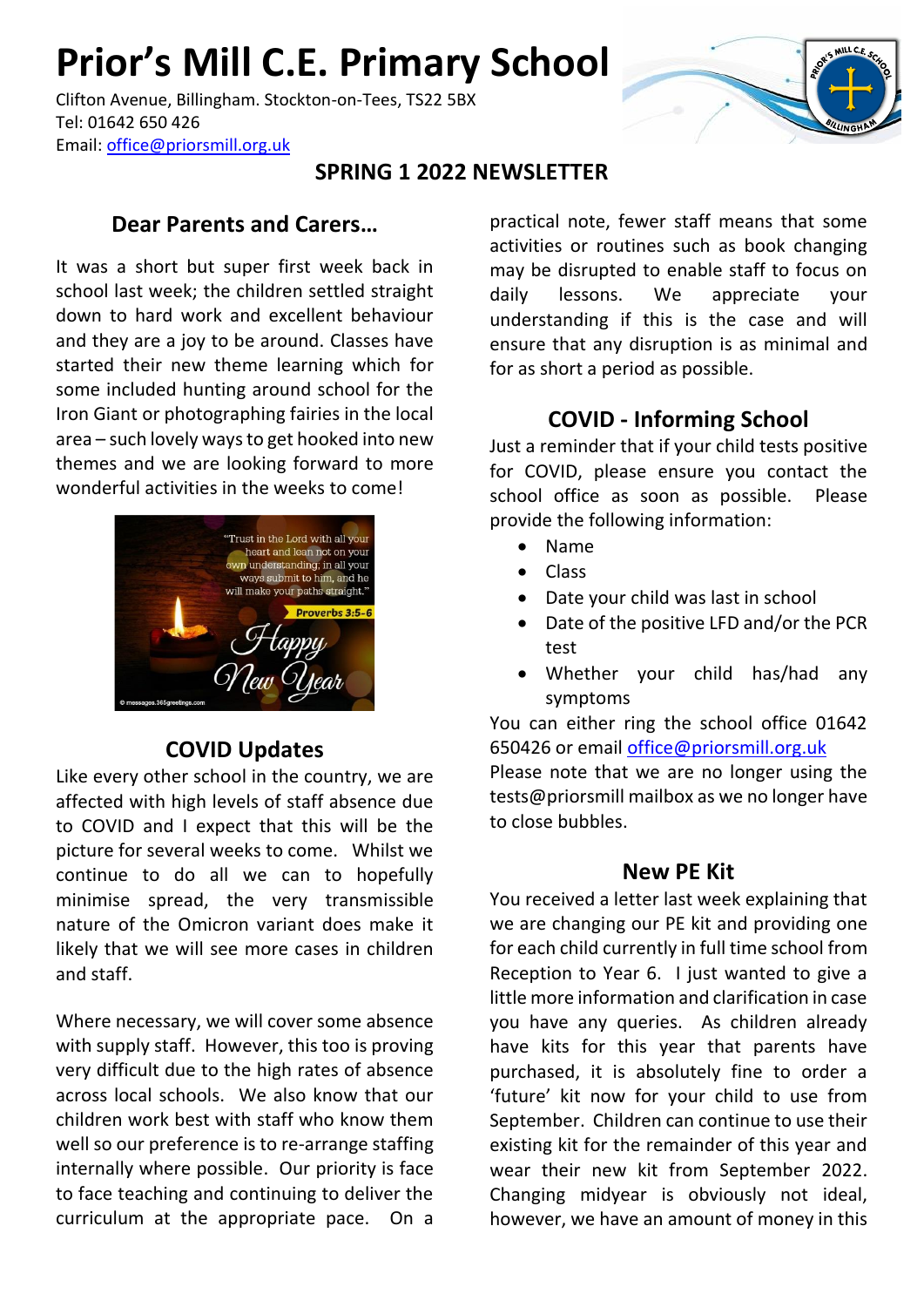# Prior's Mill C.E. Primary School

Clifton Avenue, Billingham. Stockton-on-Tees, TS22 5BX
Tel: 01642 650 426
Email: office@priorsmill.org.uk

## SPRING 1 2022 NEWSLETTER

### Dear Parents and Carers…

It was a short but super first week back in school last week; the children settled straight down to hard work and excellent behaviour and they are a joy to be around. Classes have started their new theme learning which for some included hunting around school for the Iron Giant or photographing fairies in the local area – such lovely ways to get hooked into new themes and we are looking forward to more wonderful activities in the weeks to come!

"Trust in the Lord with all your heart and lean not on your own understanding; in all your ways submit to him, and he will make your paths straight."
Proverbs 3:5-6
Happy New Year

### COVID Updates

Like every other school in the country, we are affected with high levels of staff absence due to COVID and I expect that this will be the picture for several weeks to come. Whilst we continue to do all we can to hopefully minimise spread, the very transmissible nature of the Omicron variant does make it likely that we will see more cases in children and staff.

Where necessary, we will cover some absence with supply staff. However, this too is proving very difficult due to the high rates of absence across local schools. We also know that our children work best with staff who know them well so our preference is to re-arrange staffing internally where possible. Our priority is face to face teaching and continuing to deliver the curriculum at the appropriate pace. On a practical note, fewer staff means that some activities or routines such as book changing may be disrupted to enable staff to focus on daily lessons. We appreciate your understanding if this is the case and will ensure that any disruption is as minimal and for as short a period as possible.

### COVID - Informing School

Just a reminder that if your child tests positive for COVID, please ensure you contact the school office as soon as possible. Please provide the following information:

- Name
- Class
- Date your child was last in school
- Date of the positive LFD and/or the PCR test
- Whether your child has/had any symptoms

You can either ring the school office 01642 650426 or email office@priorsmill.org.uk
Please note that we are no longer using the tests@priorsmill mailbox as we no longer have to close bubbles.

### New PE Kit

You received a letter last week explaining that we are changing our PE kit and providing one for each child currently in full time school from Reception to Year 6. I just wanted to give a little more information and clarification in case you have any queries. As children already have kits for this year that parents have purchased, it is absolutely fine to order a 'future' kit now for your child to use from September. Children can continue to use their existing kit for the remainder of this year and wear their new kit from September 2022. Changing midyear is obviously not ideal, however, we have an amount of money in this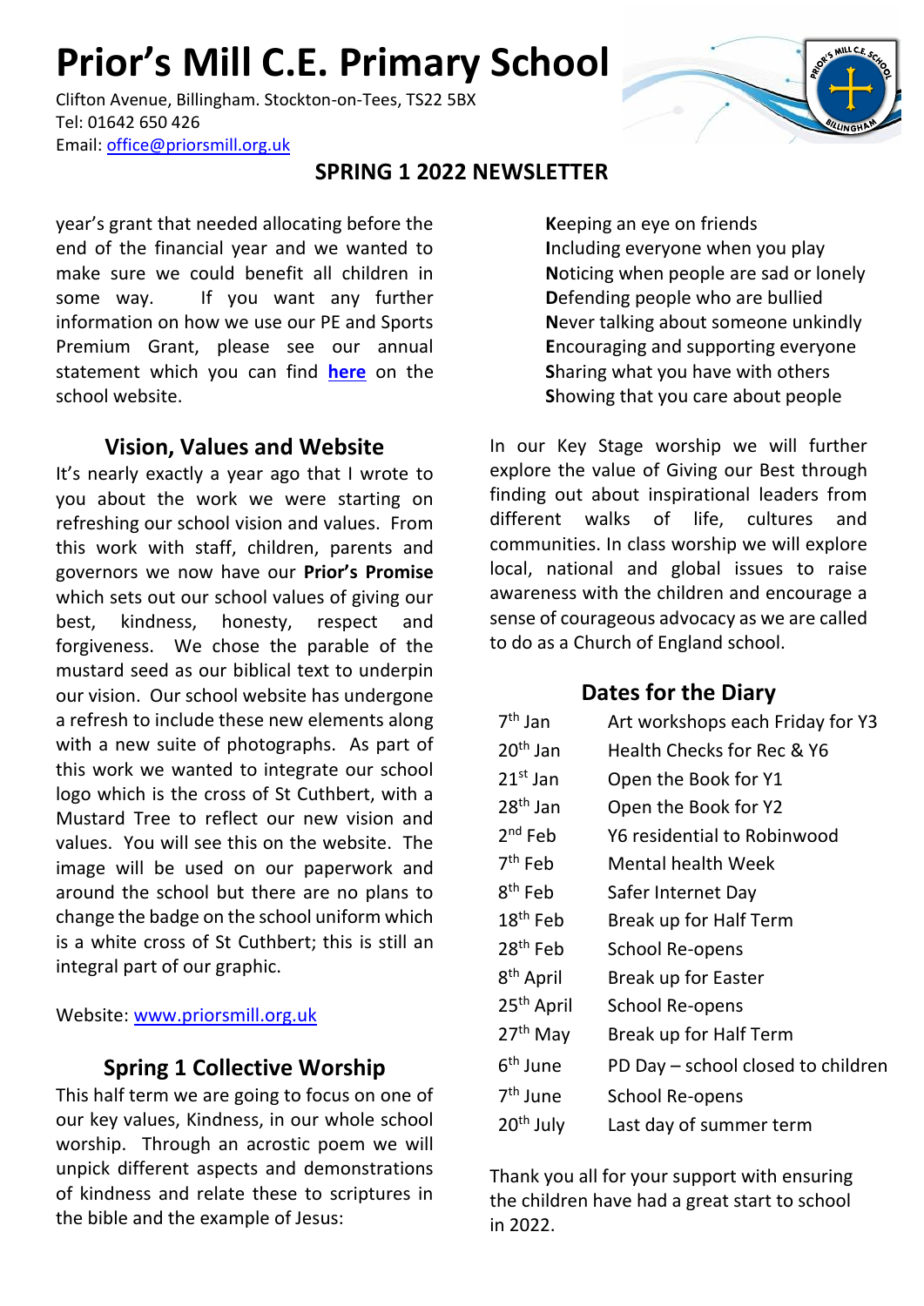# Prior's Mill C.E. Primary School

Clifton Avenue, Billingham. Stockton-on-Tees, TS22 5BX
Tel: 01642 650 426
Email: office@priorsmill.org.uk

## SPRING 1 2022 NEWSLETTER

year's grant that needed allocating before the end of the financial year and we wanted to make sure we could benefit all children in some way. If you want any further information on how we use our PE and Sports Premium Grant, please see our annual statement which you can find **here** on the school website.

### Vision, Values and Website

It's nearly exactly a year ago that I wrote to you about the work we were starting on refreshing our school vision and values. From this work with staff, children, parents and governors we now have our **Prior's Promise** which sets out our school values of giving our best, kindness, honesty, respect and forgiveness. We chose the parable of the mustard seed as our biblical text to underpin our vision. Our school website has undergone a refresh to include these new elements along with a new suite of photographs. As part of this work we wanted to integrate our school logo which is the cross of St Cuthbert, with a Mustard Tree to reflect our new vision and values. You will see this on the website. The image will be used on our paperwork and around the school but there are no plans to change the badge on the school uniform which is a white cross of St Cuthbert; this is still an integral part of our graphic.

Website: www.priorsmill.org.uk

### Spring 1 Collective Worship

This half term we are going to focus on one of our key values, Kindness, in our whole school worship. Through an acrostic poem we will unpick different aspects and demonstrations of kindness and relate these to scriptures in the bible and the example of Jesus:

**K**eeping an eye on friends
**I**ncluding everyone when you play
**N**oticing when people are sad or lonely
**D**efending people who are bullied
**N**ever talking about someone unkindly
**E**ncouraging and supporting everyone
**S**haring what you have with others
**S**howing that you care about people

In our Key Stage worship we will further explore the value of Giving our Best through finding out about inspirational leaders from different walks of life, cultures and communities. In class worship we will explore local, national and global issues to raise awareness with the children and encourage a sense of courageous advocacy as we are called to do as a Church of England school.

### Dates for the Diary

| | |
|---|---|
| 7th Jan | Art workshops each Friday for Y3 |
| 20th Jan | Health Checks for Rec & Y6 |
| 21st Jan | Open the Book for Y1 |
| 28th Jan | Open the Book for Y2 |
| 2nd Feb | Y6 residential to Robinwood |
| 7th Feb | Mental health Week |
| 8th Feb | Safer Internet Day |
| 18th Feb | Break up for Half Term |
| 28th Feb | School Re-opens |
| 8th April | Break up for Easter |
| 25th April | School Re-opens |
| 27th May | Break up for Half Term |
| 6th June | PD Day – school closed to children |
| 7th June | School Re-opens |
| 20th July | Last day of summer term |

Thank you all for your support with ensuring the children have had a great start to school in 2022.